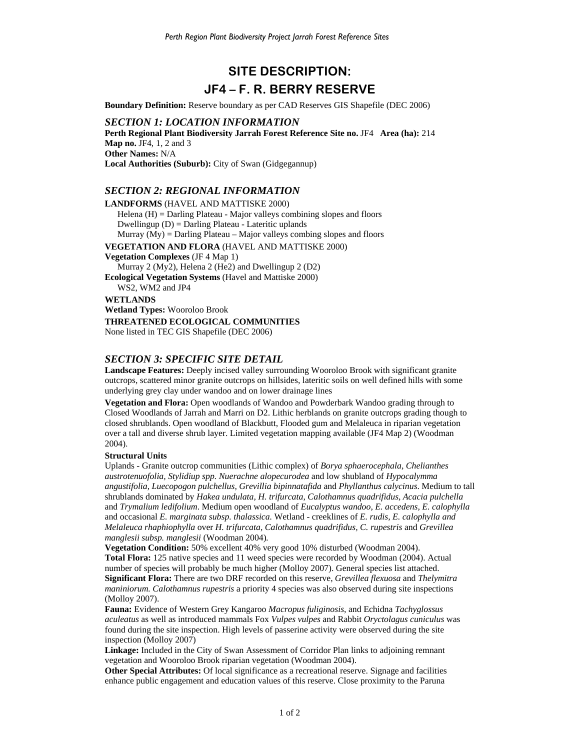# SITE DESCRIPTION:
# JF4 – F. R. BERRY RESERVE

**Boundary Definition:** Reserve boundary as per CAD Reserves GIS Shapefile (DEC 2006)

## *SECTION 1: LOCATION INFORMATION*

**Perth Regional Plant Biodiversity Jarrah Forest Reference Site no.** JF4 **Area (ha):** 214
**Map no.** JF4, 1, 2 and 3
**Other Names:** N/A
**Local Authorities (Suburb):** City of Swan (Gidgegannup)

## *SECTION 2: REGIONAL INFORMATION*

**LANDFORMS** (HAVEL AND MATTISKE 2000)

Helena (H) = Darling Plateau - Major valleys combining slopes and floors
Dwellingup (D) = Darling Plateau - Lateritic uplands
Murray (My) = Darling Plateau – Major valleys combing slopes and floors

**VEGETATION AND FLORA** (HAVEL AND MATTISKE 2000)

**Vegetation Complexes** (JF 4 Map 1)

Murray 2 (My2), Helena 2 (He2) and Dwellingup 2 (D2)

**Ecological Vegetation Systems** (Havel and Mattiske 2000)

WS2, WM2 and JP4

**WETLANDS**

**Wetland Types:** Wooroloo Brook

**THREATENED ECOLOGICAL COMMUNITIES**

None listed in TEC GIS Shapefile (DEC 2006)

## *SECTION 3: SPECIFIC SITE DETAIL*

**Landscape Features:** Deeply incised valley surrounding Wooroloo Brook with significant granite outcrops, scattered minor granite outcrops on hillsides, lateritic soils on well defined hills with some underlying grey clay under wandoo and on lower drainage lines

**Vegetation and Flora:** Open woodlands of Wandoo and Powderbark Wandoo grading through to Closed Woodlands of Jarrah and Marri on D2. Lithic herblands on granite outcrops grading though to closed shrublands. Open woodland of Blackbutt, Flooded gum and Melaleuca in riparian vegetation over a tall and diverse shrub layer. Limited vegetation mapping available (JF4 Map 2) (Woodman 2004).

**Structural Units**

Uplands - Granite outcrop communities (Lithic complex) of *Borya sphaerocephala, Chelianthes austrotenuofolia, Stylidiup spp. Nuerachne alopecurodea* and low shubland of *Hypocalymma angustifolia, Luecopogon pulchellus, Grevillia bipinnatafida* and *Phyllanthus calycinus*. Medium to tall shrublands dominated by *Hakea undulata, H. trifurcata, Calothamnus quadrifidus, Acacia pulchella* and *Trymalium ledifolium*. Medium open woodland of *Eucalyptus wandoo, E. accedens, E. calophylla* and occasional *E. marginata subsp. thalassica*. Wetland - creeklines of *E. rudis, E. calophylla and Melaleuca rhaphiophylla* over *H. trifurcata, Calothamnus quadrifidus, C. rupestris* and *Grevillea manglesii subsp. manglesii* (Woodman 2004).

**Vegetation Condition:** 50% excellent 40% very good 10% disturbed (Woodman 2004).

**Total Flora:** 125 native species and 11 weed species were recorded by Woodman (2004). Actual number of species will probably be much higher (Molloy 2007). General species list attached.

**Significant Flora:** There are two DRF recorded on this reserve, *Grevillea flexuosa* and *Thelymitra maniniorum. Calothamnus rupestris* a priority 4 species was also observed during site inspections (Molloy 2007).

**Fauna:** Evidence of Western Grey Kangaroo *Macropus fuliginosis*, and Echidna *Tachyglossus aculeatus* as well as introduced mammals Fox *Vulpes vulpes* and Rabbit *Oryctolagus cuniculus* was found during the site inspection. High levels of passerine activity were observed during the site inspection (Molloy 2007)

**Linkage:** Included in the City of Swan Assessment of Corridor Plan links to adjoining remnant vegetation and Wooroloo Brook riparian vegetation (Woodman 2004).

**Other Special Attributes:** Of local significance as a recreational reserve. Signage and facilities enhance public engagement and education values of this reserve. Close proximity to the Paruna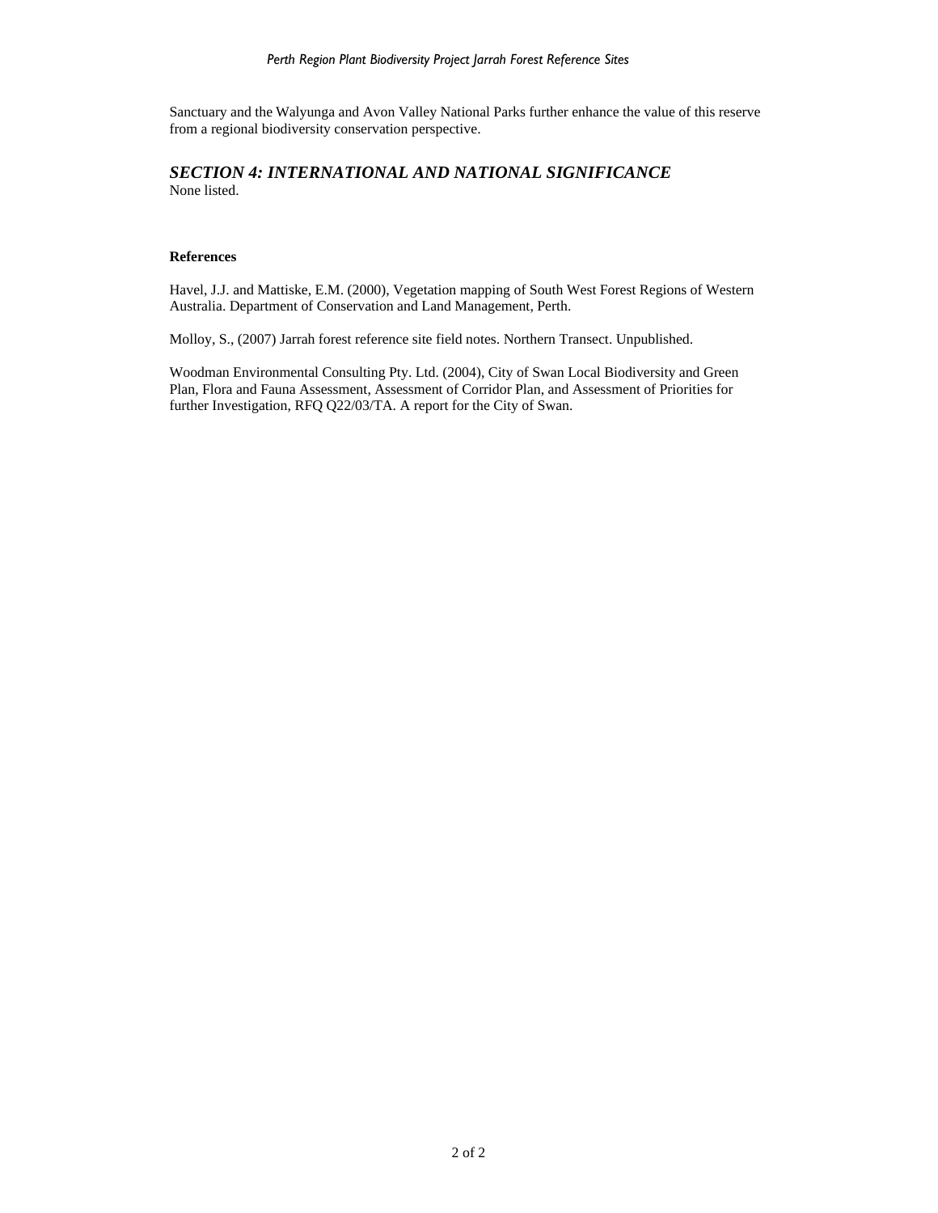Sanctuary and the Walyunga and Avon Valley National Parks further enhance the value of this reserve from a regional biodiversity conservation perspective.

## *SECTION 4: INTERNATIONAL AND NATIONAL SIGNIFICANCE*

None listed.

**References**

Havel, J.J. and Mattiske, E.M. (2000), Vegetation mapping of South West Forest Regions of Western Australia. Department of Conservation and Land Management, Perth.

Molloy, S., (2007) Jarrah forest reference site field notes. Northern Transect. Unpublished.

Woodman Environmental Consulting Pty. Ltd. (2004), City of Swan Local Biodiversity and Green Plan, Flora and Fauna Assessment, Assessment of Corridor Plan, and Assessment of Priorities for further Investigation, RFQ Q22/03/TA. A report for the City of Swan.